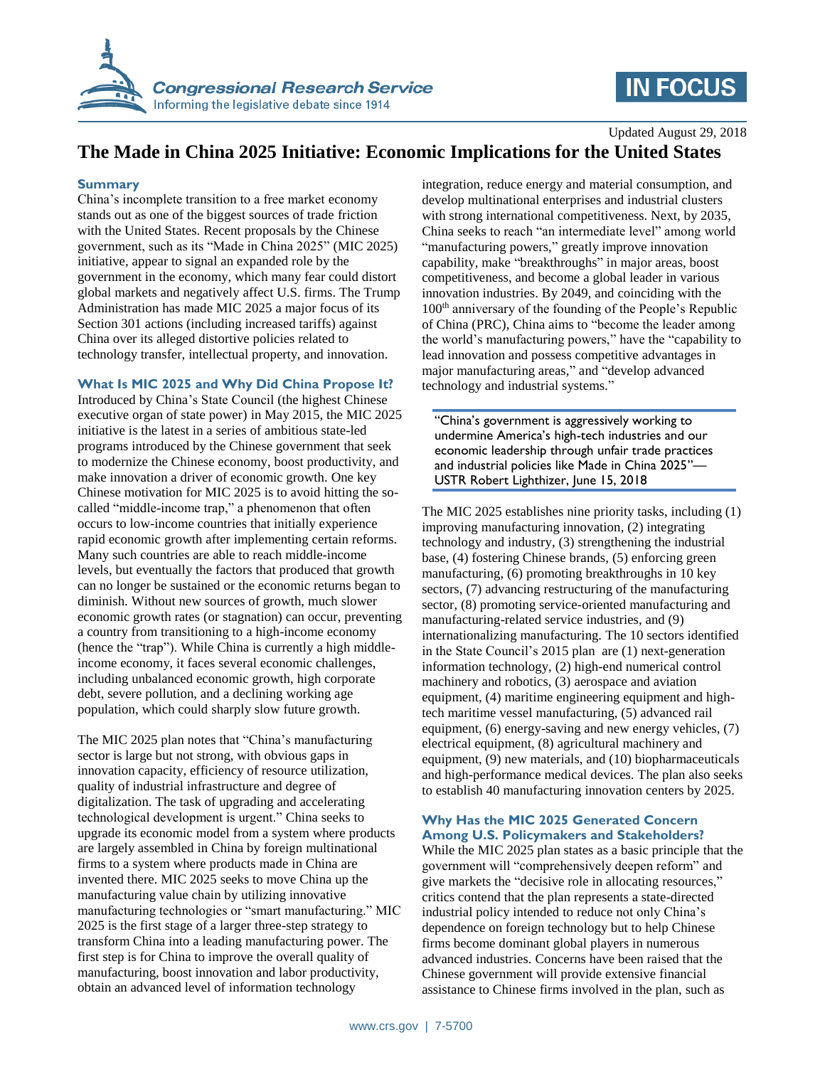Updated August 29, 2018

# The Made in China 2025 Initiative: Economic Implications for the United States

## Summary

China's incomplete transition to a free market economy stands out as one of the biggest sources of trade friction with the United States. Recent proposals by the Chinese government, such as its "Made in China 2025" (MIC 2025) initiative, appear to signal an expanded role by the government in the economy, which many fear could distort global markets and negatively affect U.S. firms. The Trump Administration has made MIC 2025 a major focus of its Section 301 actions (including increased tariffs) against China over its alleged distortive policies related to technology transfer, intellectual property, and innovation.

## What Is MIC 2025 and Why Did China Propose It?

Introduced by China's State Council (the highest Chinese executive organ of state power) in May 2015, the MIC 2025 initiative is the latest in a series of ambitious state-led programs introduced by the Chinese government that seek to modernize the Chinese economy, boost productivity, and make innovation a driver of economic growth. One key Chinese motivation for MIC 2025 is to avoid hitting the so-called "middle-income trap," a phenomenon that often occurs to low-income countries that initially experience rapid economic growth after implementing certain reforms. Many such countries are able to reach middle-income levels, but eventually the factors that produced that growth can no longer be sustained or the economic returns began to diminish. Without new sources of growth, much slower economic growth rates (or stagnation) can occur, preventing a country from transitioning to a high-income economy (hence the "trap"). While China is currently a high middle-income economy, it faces several economic challenges, including unbalanced economic growth, high corporate debt, severe pollution, and a declining working age population, which could sharply slow future growth.

The MIC 2025 plan notes that "China's manufacturing sector is large but not strong, with obvious gaps in innovation capacity, efficiency of resource utilization, quality of industrial infrastructure and degree of digitalization. The task of upgrading and accelerating technological development is urgent." China seeks to upgrade its economic model from a system where products are largely assembled in China by foreign multinational firms to a system where products made in China are invented there. MIC 2025 seeks to move China up the manufacturing value chain by utilizing innovative manufacturing technologies or "smart manufacturing." MIC 2025 is the first stage of a larger three-step strategy to transform China into a leading manufacturing power. The first step is for China to improve the overall quality of manufacturing, boost innovation and labor productivity, obtain an advanced level of information technology integration, reduce energy and material consumption, and develop multinational enterprises and industrial clusters with strong international competitiveness. Next, by 2035, China seeks to reach "an intermediate level" among world "manufacturing powers," greatly improve innovation capability, make "breakthroughs" in major areas, boost competitiveness, and become a global leader in various innovation industries. By 2049, and coinciding with the 100th anniversary of the founding of the People's Republic of China (PRC), China aims to "become the leader among the world's manufacturing powers," have the "capability to lead innovation and possess competitive advantages in major manufacturing areas," and "develop advanced technology and industrial systems."

> "China's government is aggressively working to undermine America's high-tech industries and our economic leadership through unfair trade practices and industrial policies like Made in China 2025"—USTR Robert Lighthizer, June 15, 2018

The MIC 2025 establishes nine priority tasks, including (1) improving manufacturing innovation, (2) integrating technology and industry, (3) strengthening the industrial base, (4) fostering Chinese brands, (5) enforcing green manufacturing, (6) promoting breakthroughs in 10 key sectors, (7) advancing restructuring of the manufacturing sector, (8) promoting service-oriented manufacturing and manufacturing-related service industries, and (9) internationalizing manufacturing. The 10 sectors identified in the State Council's 2015 plan are (1) next-generation information technology, (2) high-end numerical control machinery and robotics, (3) aerospace and aviation equipment, (4) maritime engineering equipment and high-tech maritime vessel manufacturing, (5) advanced rail equipment, (6) energy-saving and new energy vehicles, (7) electrical equipment, (8) agricultural machinery and equipment, (9) new materials, and (10) biopharmaceuticals and high-performance medical devices. The plan also seeks to establish 40 manufacturing innovation centers by 2025.

## Why Has the MIC 2025 Generated Concern Among U.S. Policymakers and Stakeholders?

While the MIC 2025 plan states as a basic principle that the government will "comprehensively deepen reform" and give markets the "decisive role in allocating resources," critics contend that the plan represents a state-directed industrial policy intended to reduce not only China's dependence on foreign technology but to help Chinese firms become dominant global players in numerous advanced industries. Concerns have been raised that the Chinese government will provide extensive financial assistance to Chinese firms involved in the plan, such as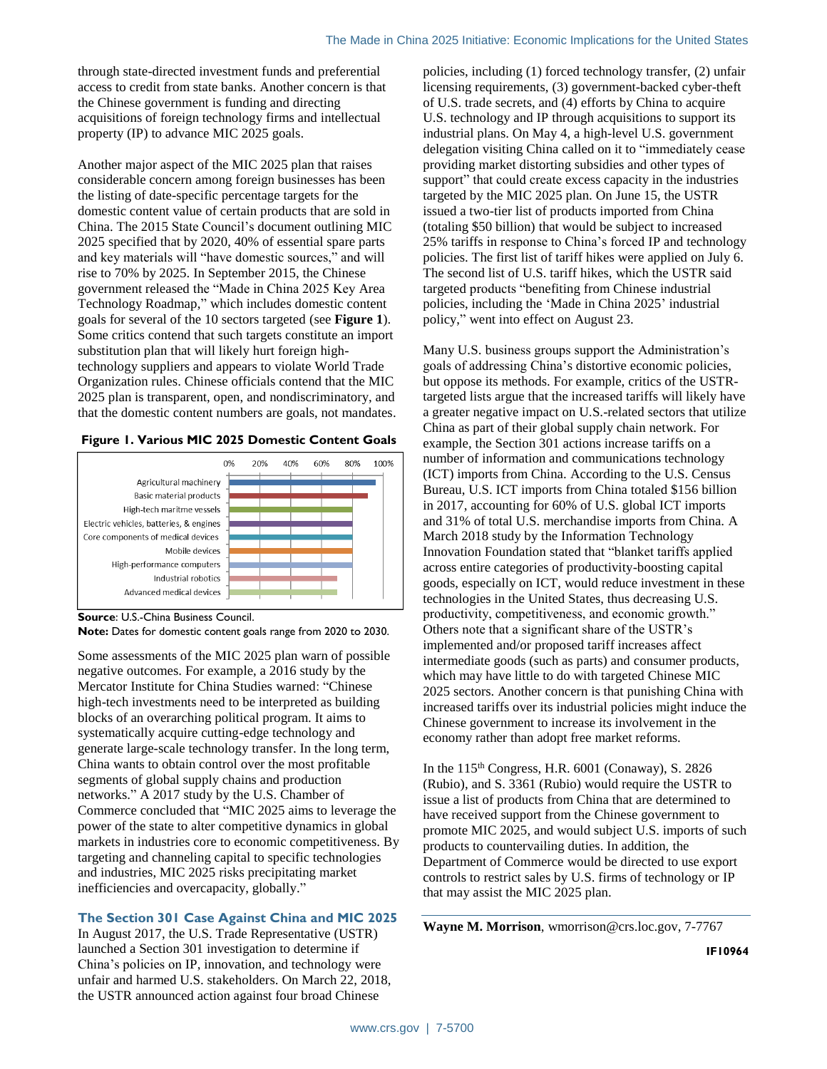through state-directed investment funds and preferential access to credit from state banks. Another concern is that the Chinese government is funding and directing acquisitions of foreign technology firms and intellectual property (IP) to advance MIC 2025 goals.

Another major aspect of the MIC 2025 plan that raises considerable concern among foreign businesses has been the listing of date-specific percentage targets for the domestic content value of certain products that are sold in China. The 2015 State Council's document outlining MIC 2025 specified that by 2020, 40% of essential spare parts and key materials will "have domestic sources," and will rise to 70% by 2025. In September 2015, the Chinese government released the "Made in China 2025 Key Area Technology Roadmap," which includes domestic content goals for several of the 10 sectors targeted (see **Figure 1**). Some critics contend that such targets constitute an import substitution plan that will likely hurt foreign high-technology suppliers and appears to violate World Trade Organization rules. Chinese officials contend that the MIC 2025 plan is transparent, open, and nondiscriminatory, and that the domestic content numbers are goals, not mandates.

**Figure 1. Various MIC 2025 Domestic Content Goals**

0% 20% 40% 60% 80% 100%

Agricultural machinery
Basic material products
High-tech maritme vessels
Electric vehicles, batteries, & engines
Core components of medical devices
Mobile devices
High-performance computers
Industrial robotics
Advanced medical devices

**Source**: U.S.-China Business Council.
**Note:** Dates for domestic content goals range from 2020 to 2030.

Some assessments of the MIC 2025 plan warn of possible negative outcomes. For example, a 2016 study by the Mercator Institute for China Studies warned: "Chinese high-tech investments need to be interpreted as building blocks of an overarching political program. It aims to systematically acquire cutting-edge technology and generate large-scale technology transfer. In the long term, China wants to obtain control over the most profitable segments of global supply chains and production networks." A 2017 study by the U.S. Chamber of Commerce concluded that "MIC 2025 aims to leverage the power of the state to alter competitive dynamics in global markets in industries core to economic competitiveness. By targeting and channeling capital to specific technologies and industries, MIC 2025 risks precipitating market inefficiencies and overcapacity, globally."

## The Section 301 Case Against China and MIC 2025

In August 2017, the U.S. Trade Representative (USTR) launched a Section 301 investigation to determine if China's policies on IP, innovation, and technology were unfair and harmed U.S. stakeholders. On March 22, 2018, the USTR announced action against four broad Chinese policies, including (1) forced technology transfer, (2) unfair licensing requirements, (3) government-backed cyber-theft of U.S. trade secrets, and (4) efforts by China to acquire U.S. technology and IP through acquisitions to support its industrial plans. On May 4, a high-level U.S. government delegation visiting China called on it to "immediately cease providing market distorting subsidies and other types of support" that could create excess capacity in the industries targeted by the MIC 2025 plan. On June 15, the USTR issued a two-tier list of products imported from China (totaling $50 billion) that would be subject to increased 25% tariffs in response to China's forced IP and technology policies. The first list of tariff hikes were applied on July 6. The second list of U.S. tariff hikes, which the USTR said targeted products "benefiting from Chinese industrial policies, including the 'Made in China 2025' industrial policy," went into effect on August 23.

Many U.S. business groups support the Administration's goals of addressing China's distortive economic policies, but oppose its methods. For example, critics of the USTR-targeted lists argue that the increased tariffs will likely have a greater negative impact on U.S.-related sectors that utilize China as part of their global supply chain network. For example, the Section 301 actions increase tariffs on a number of information and communications technology (ICT) imports from China. According to the U.S. Census Bureau, U.S. ICT imports from China totaled $156 billion in 2017, accounting for 60% of U.S. global ICT imports and 31% of total U.S. merchandise imports from China. A March 2018 study by the Information Technology Innovation Foundation stated that "blanket tariffs applied across entire categories of productivity-boosting capital goods, especially on ICT, would reduce investment in these technologies in the United States, thus decreasing U.S. productivity, competitiveness, and economic growth." Others note that a significant share of the USTR's implemented and/or proposed tariff increases affect intermediate goods (such as parts) and consumer products, which may have little to do with targeted Chinese MIC 2025 sectors. Another concern is that punishing China with increased tariffs over its industrial policies might induce the Chinese government to increase its involvement in the economy rather than adopt free market reforms.

In the 115th Congress, H.R. 6001 (Conaway), S. 2826 (Rubio), and S. 3361 (Rubio) would require the USTR to issue a list of products from China that are determined to have received support from the Chinese government to promote MIC 2025, and would subject U.S. imports of such products to countervailing duties. In addition, the Department of Commerce would be directed to use export controls to restrict sales by U.S. firms of technology or IP that may assist the MIC 2025 plan.

**Wayne M. Morrison**, wmorrison@crs.loc.gov, 7-7767

**IF10964**